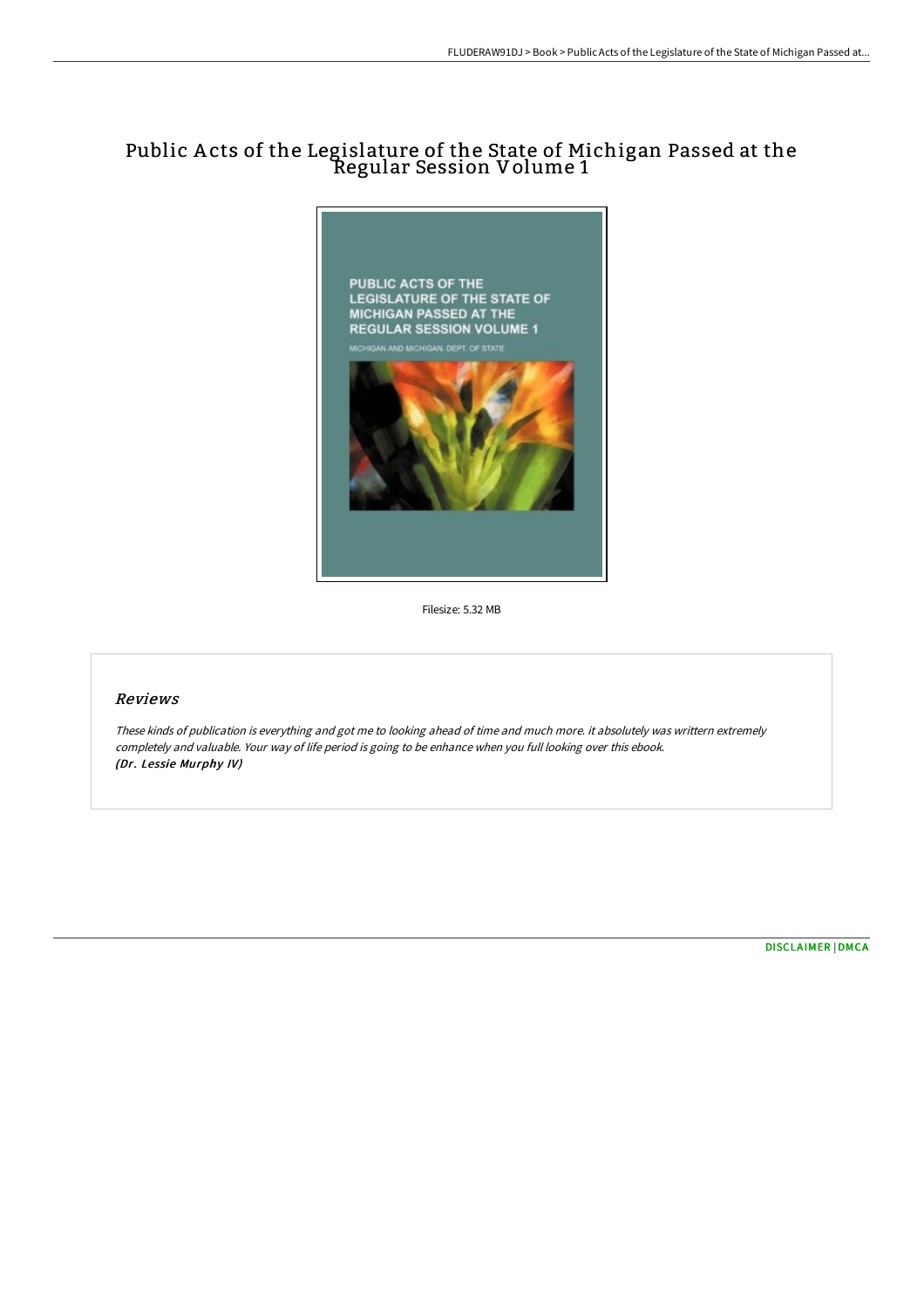# Public Acts of the Legislature of the State of Michigan Passed at the Regular Session Volume 1

Filesize: 5.32 MB

## Reviews

*These kinds of publication is everything and got me to looking ahead of time and much more. it absolutely was writtern extremely completely and valuable. Your way of life period is going to be enhance when you full looking over this ebook.*
***(Dr. Lessie Murphy IV)***

DISCLAIMER | DMCA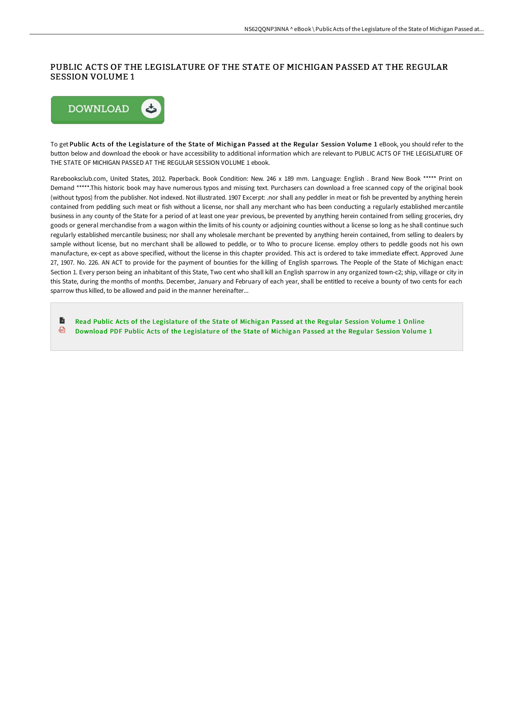# PUBLIC ACTS OF THE LEGISLATURE OF THE STATE OF MICHIGAN PASSED AT THE REGULAR SESSION VOLUME 1

DOWNLOAD

To get **Public Acts of the Legislature of the State of Michigan Passed at the Regular Session Volume 1** eBook, you should refer to the button below and download the ebook or have accessibility to additional information which are relevant to PUBLIC ACTS OF THE LEGISLATURE OF THE STATE OF MICHIGAN PASSED AT THE REGULAR SESSION VOLUME 1 ebook.

Rarebooksclub.com, United States, 2012. Paperback. Book Condition: New. 246 x 189 mm. Language: English . Brand New Book ***** Print on Demand *****.This historic book may have numerous typos and missing text. Purchasers can download a free scanned copy of the original book (without typos) from the publisher. Not indexed. Not illustrated. 1907 Excerpt: .nor shall any peddler in meat or fish be prevented by anything herein contained from peddling such meat or fish without a license, nor shall any merchant who has been conducting a regularly established mercantile business in any county of the State for a period of at least one year previous, be prevented by anything herein contained from selling groceries, dry goods or general merchandise from a wagon within the limits of his county or adjoining counties without a license so long as he shall continue such regularly established mercantile business; nor shall any wholesale merchant be prevented by anything herein contained, from selling to dealers by sample without license, but no merchant shall be allowed to peddle, or to Who to procure license. employ others to peddle goods not his own manufacture, ex-cept as above specified, without the license in this chapter provided. This act is ordered to take immediate effect. Approved June 27, 1907. No. 226. AN ACT to provide for the payment of bounties for the killing of English sparrows. The People of the State of Michigan enact: Section 1. Every person being an inhabitant of this State, Two cent who shall kill an English sparrow in any organized town-c2; ship, village or city in this State, during the months of months. December, January and February of each year, shall be entitled to receive a bounty of two cents for each sparrow thus killed, to be allowed and paid in the manner hereinafter...

- Read Public Acts of the Legislature of the State of Michigan Passed at the Regular Session Volume 1 Online
- Download PDF Public Acts of the Legislature of the State of Michigan Passed at the Regular Session Volume 1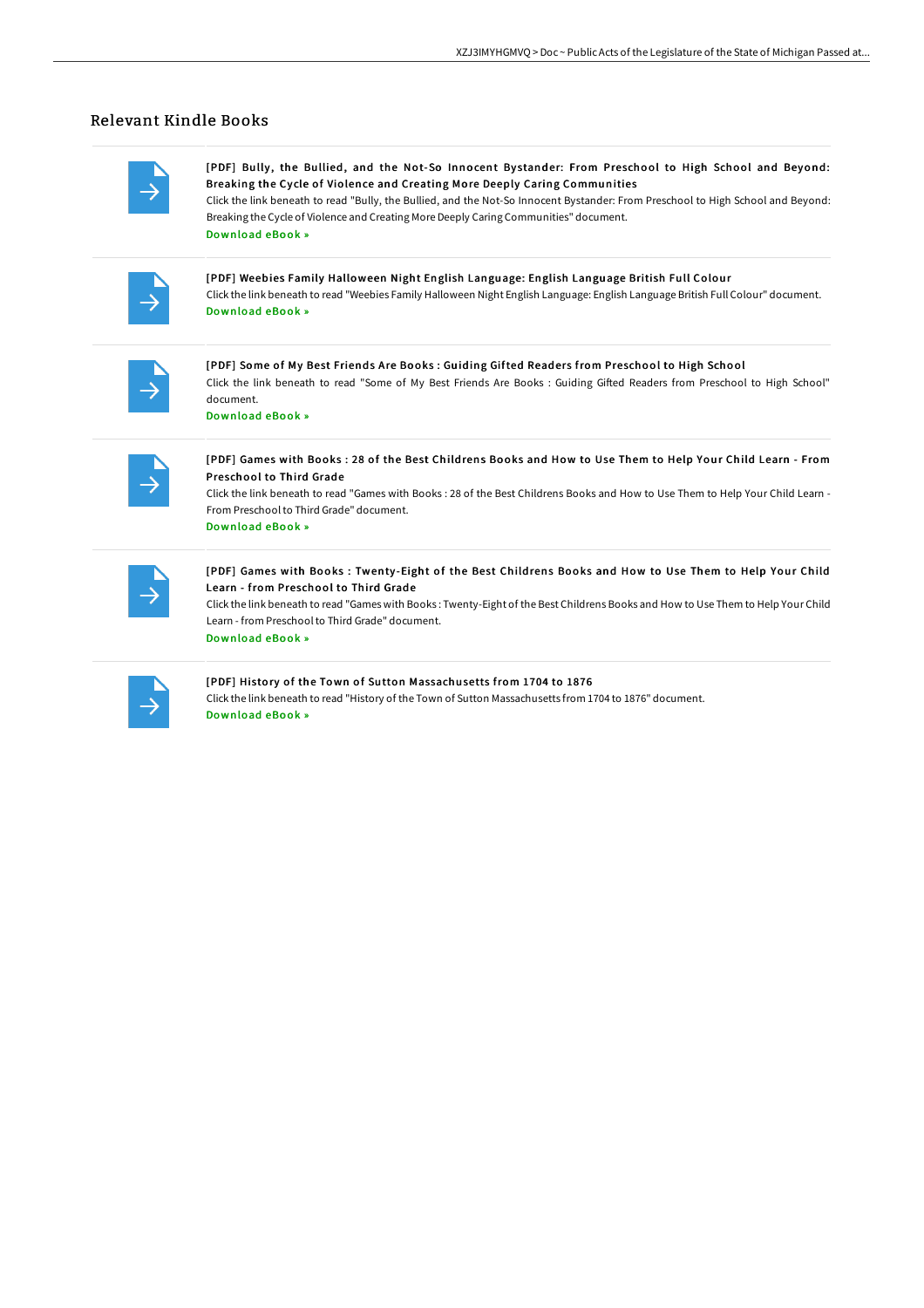## Relevant Kindle Books

[PDF] Bully, the Bullied, and the Not-So Innocent Bystander: From Preschool to High School and Beyond: Breaking the Cycle of Violence and Creating More Deeply Caring Communities

Click the link beneath to read "Bully, the Bullied, and the Not-So Innocent Bystander: From Preschool to High School and Beyond: Breaking the Cycle of Violence and Creating More Deeply Caring Communities" document.

Download eBook »

[PDF] Weebies Family Halloween Night English Language: English Language British Full Colour

Click the link beneath to read "Weebies Family Halloween Night English Language: English Language British Full Colour" document.

Download eBook »

[PDF] Some of My Best Friends Are Books : Guiding Gifted Readers from Preschool to High School

Click the link beneath to read "Some of My Best Friends Are Books : Guiding Gifted Readers from Preschool to High School" document.

Download eBook »

[PDF] Games with Books : 28 of the Best Childrens Books and How to Use Them to Help Your Child Learn - From Preschool to Third Grade

Click the link beneath to read "Games with Books : 28 of the Best Childrens Books and How to Use Them to Help Your Child Learn - From Preschool to Third Grade" document.

Download eBook »

[PDF] Games with Books : Twenty-Eight of the Best Childrens Books and How to Use Them to Help Your Child Learn - from Preschool to Third Grade

Click the link beneath to read "Games with Books : Twenty-Eight of the Best Childrens Books and How to Use Them to Help Your Child Learn - from Preschool to Third Grade" document.

Download eBook »

[PDF] History of the Town of Sutton Massachusetts from 1704 to 1876

Click the link beneath to read "History of the Town of Sutton Massachusetts from 1704 to 1876" document.

Download eBook »